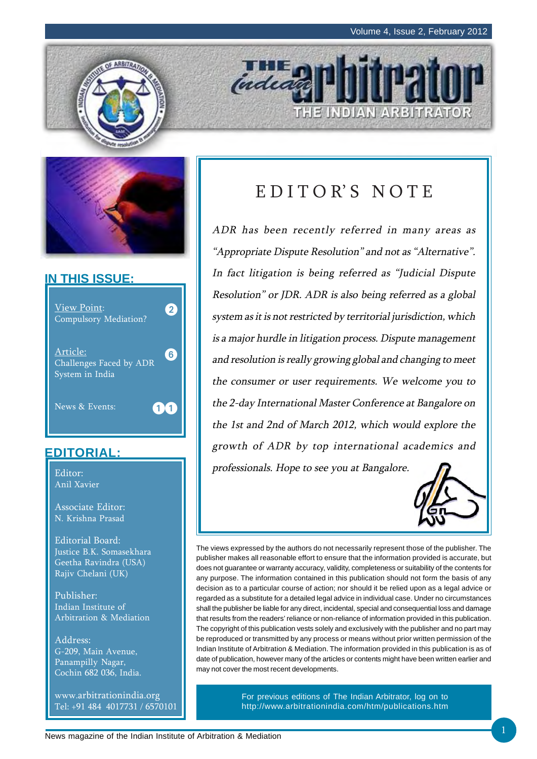# THE INDIAN ARBITRATOR

## IN THIS ISSUE:

- View Point: Compulsory Mediation? — 2
- Article: Challenges Faced by ADR System in India — 6
- News & Events: — 11

## EDITORIAL:

Editor:
Anil Xavier

Associate Editor:
N. Krishna Prasad

Editorial Board:
Justice B.K. Somasekhara
Geetha Ravindra (USA)
Rajiv Chelani (UK)

Publisher:
Indian Institute of Arbitration & Mediation

Address:
G-209, Main Avenue,
Panampilly Nagar,
Cochin 682 036, India.

www.arbitrationindia.org
Tel: +91 484 4017731 / 6570101

## EDITOR'S NOTE

*ADR has been recently referred in many areas as "Appropriate Dispute Resolution" and not as "Alternative". In fact litigation is being referred as "Judicial Dispute Resolution" or JDR. ADR is also being referred as a global system as it is not restricted by territorial jurisdiction, which is a major hurdle in litigation process. Dispute management and resolution is really growing global and changing to meet the consumer or user requirements. We welcome you to the 2-day International Master Conference at Bangalore on the 1st and 2nd of March 2012, which would explore the growth of ADR by top international academics and professionals. Hope to see you at Bangalore.*

The views expressed by the authors do not necessarily represent those of the publisher. The publisher makes all reasonable effort to ensure that the information provided is accurate, but does not guarantee or warranty accuracy, validity, completeness or suitability of the contents for any purpose. The information contained in this publication should not form the basis of any decision as to a particular course of action; nor should it be relied upon as a legal advice or regarded as a substitute for a detailed legal advice in individual case. Under no circumstances shall the publisher be liable for any direct, incidental, special and consequential loss and damage that results from the readers' reliance or non-reliance of information provided in this publication. The copyright of this publication vests solely and exclusively with the publisher and no part may be reproduced or transmitted by any process or means without prior written permission of the Indian Institute of Arbitration & Mediation. The information provided in this publication is as of date of publication, however many of the articles or contents might have been written earlier and may not cover the most recent developments.

For previous editions of The Indian Arbitrator, log on to http://www.arbitrationindia.com/htm/publications.htm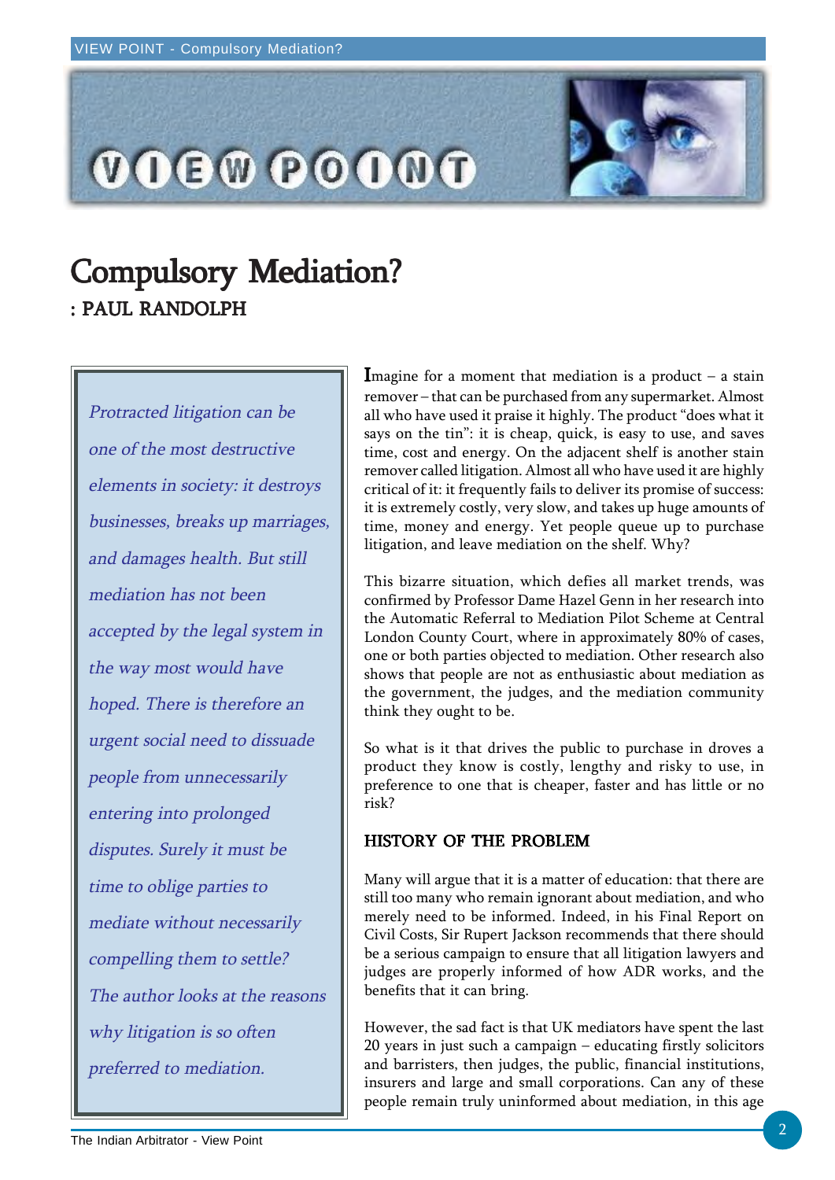# Compulsory Mediation?

**: PAUL RANDOLPH**

*Protracted litigation can be one of the most destructive elements in society: it destroys businesses, breaks up marriages, and damages health. But still mediation has not been accepted by the legal system in the way most would have hoped. There is therefore an urgent social need to dissuade people from unnecessarily entering into prolonged disputes. Surely it must be time to oblige parties to mediate without necessarily compelling them to settle? The author looks at the reasons why litigation is so often preferred to mediation.*

Imagine for a moment that mediation is a product – a stain remover – that can be purchased from any supermarket. Almost all who have used it praise it highly. The product "does what it says on the tin": it is cheap, quick, is easy to use, and saves time, cost and energy. On the adjacent shelf is another stain remover called litigation. Almost all who have used it are highly critical of it: it frequently fails to deliver its promise of success: it is extremely costly, very slow, and takes up huge amounts of time, money and energy. Yet people queue up to purchase litigation, and leave mediation on the shelf. Why?

This bizarre situation, which defies all market trends, was confirmed by Professor Dame Hazel Genn in her research into the Automatic Referral to Mediation Pilot Scheme at Central London County Court, where in approximately 80% of cases, one or both parties objected to mediation. Other research also shows that people are not as enthusiastic about mediation as the government, the judges, and the mediation community think they ought to be.

So what is it that drives the public to purchase in droves a product they know is costly, lengthy and risky to use, in preference to one that is cheaper, faster and has little or no risk?

## HISTORY OF THE PROBLEM

Many will argue that it is a matter of education: that there are still too many who remain ignorant about mediation, and who merely need to be informed. Indeed, in his Final Report on Civil Costs, Sir Rupert Jackson recommends that there should be a serious campaign to ensure that all litigation lawyers and judges are properly informed of how ADR works, and the benefits that it can bring.

However, the sad fact is that UK mediators have spent the last 20 years in just such a campaign – educating firstly solicitors and barristers, then judges, the public, financial institutions, insurers and large and small corporations. Can any of these people remain truly uninformed about mediation, in this age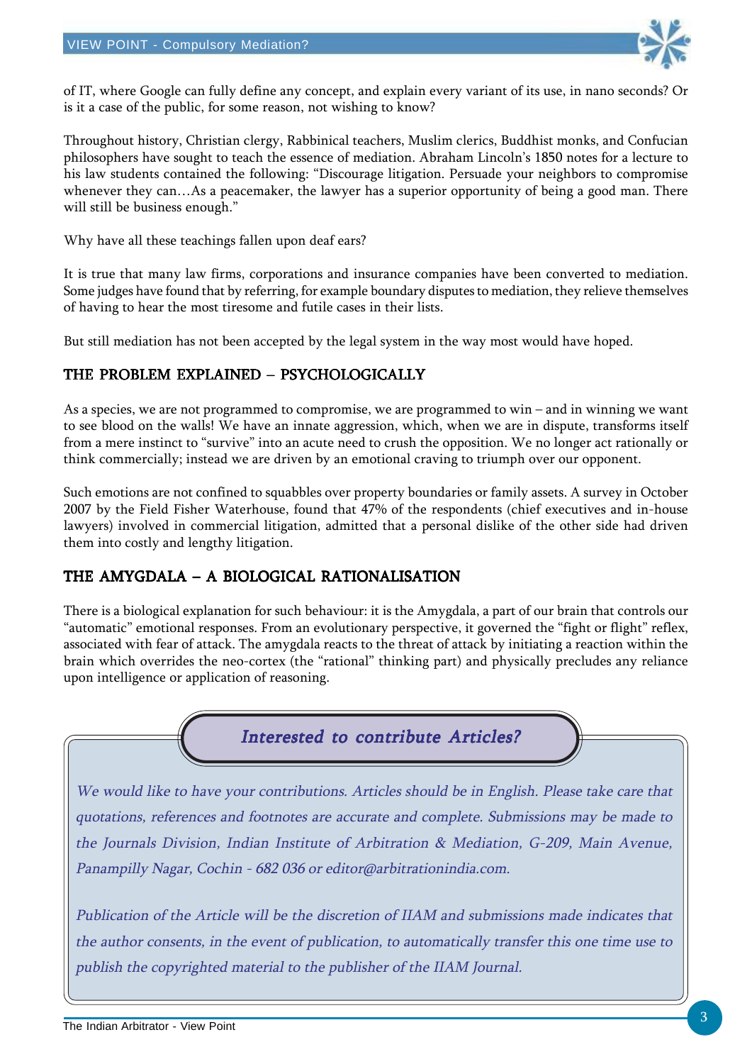of IT, where Google can fully define any concept, and explain every variant of its use, in nano seconds? Or is it a case of the public, for some reason, not wishing to know?

Throughout history, Christian clergy, Rabbinical teachers, Muslim clerics, Buddhist monks, and Confucian philosophers have sought to teach the essence of mediation. Abraham Lincoln's 1850 notes for a lecture to his law students contained the following: "Discourage litigation. Persuade your neighbors to compromise whenever they can…As a peacemaker, the lawyer has a superior opportunity of being a good man. There will still be business enough."

Why have all these teachings fallen upon deaf ears?

It is true that many law firms, corporations and insurance companies have been converted to mediation. Some judges have found that by referring, for example boundary disputes to mediation, they relieve themselves of having to hear the most tiresome and futile cases in their lists.

But still mediation has not been accepted by the legal system in the way most would have hoped.

## THE PROBLEM EXPLAINED – PSYCHOLOGICALLY

As a species, we are not programmed to compromise, we are programmed to win – and in winning we want to see blood on the walls! We have an innate aggression, which, when we are in dispute, transforms itself from a mere instinct to "survive" into an acute need to crush the opposition. We no longer act rationally or think commercially; instead we are driven by an emotional craving to triumph over our opponent.

Such emotions are not confined to squabbles over property boundaries or family assets. A survey in October 2007 by the Field Fisher Waterhouse, found that 47% of the respondents (chief executives and in-house lawyers) involved in commercial litigation, admitted that a personal dislike of the other side had driven them into costly and lengthy litigation.

## THE AMYGDALA – A BIOLOGICAL RATIONALISATION

There is a biological explanation for such behaviour: it is the Amygdala, a part of our brain that controls our "automatic" emotional responses. From an evolutionary perspective, it governed the "fight or flight" reflex, associated with fear of attack. The amygdala reacts to the threat of attack by initiating a reaction within the brain which overrides the neo-cortex (the "rational" thinking part) and physically precludes any reliance upon intelligence or application of reasoning.

### *Interested to contribute Articles?*

*We would like to have your contributions. Articles should be in English. Please take care that quotations, references and footnotes are accurate and complete. Submissions may be made to the Journals Division, Indian Institute of Arbitration & Mediation, G-209, Main Avenue, Panampilly Nagar, Cochin - 682 036 or editor@arbitrationindia.com.*

*Publication of the Article will be the discretion of IIAM and submissions made indicates that the author consents, in the event of publication, to automatically transfer this one time use to publish the copyrighted material to the publisher of the IIAM Journal.*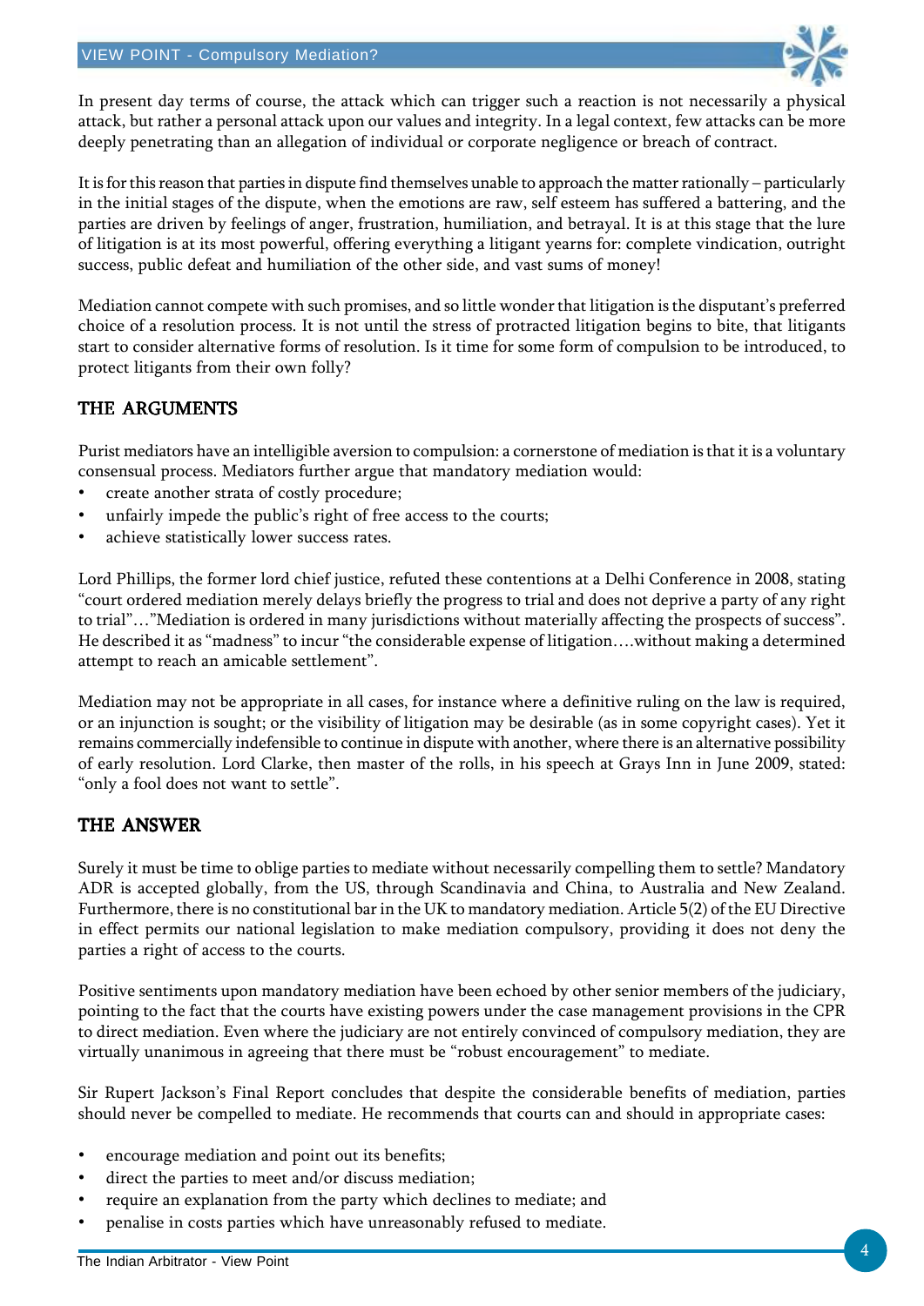In present day terms of course, the attack which can trigger such a reaction is not necessarily a physical attack, but rather a personal attack upon our values and integrity. In a legal context, few attacks can be more deeply penetrating than an allegation of individual or corporate negligence or breach of contract.

It is for this reason that parties in dispute find themselves unable to approach the matter rationally – particularly in the initial stages of the dispute, when the emotions are raw, self esteem has suffered a battering, and the parties are driven by feelings of anger, frustration, humiliation, and betrayal. It is at this stage that the lure of litigation is at its most powerful, offering everything a litigant yearns for: complete vindication, outright success, public defeat and humiliation of the other side, and vast sums of money!

Mediation cannot compete with such promises, and so little wonder that litigation is the disputant's preferred choice of a resolution process. It is not until the stress of protracted litigation begins to bite, that litigants start to consider alternative forms of resolution. Is it time for some form of compulsion to be introduced, to protect litigants from their own folly?

## THE ARGUMENTS

Purist mediators have an intelligible aversion to compulsion: a cornerstone of mediation is that it is a voluntary consensual process. Mediators further argue that mandatory mediation would:

- create another strata of costly procedure;
- unfairly impede the public's right of free access to the courts;
- achieve statistically lower success rates.

Lord Phillips, the former lord chief justice, refuted these contentions at a Delhi Conference in 2008, stating "court ordered mediation merely delays briefly the progress to trial and does not deprive a party of any right to trial"…"Mediation is ordered in many jurisdictions without materially affecting the prospects of success". He described it as "madness" to incur "the considerable expense of litigation….without making a determined attempt to reach an amicable settlement".

Mediation may not be appropriate in all cases, for instance where a definitive ruling on the law is required, or an injunction is sought; or the visibility of litigation may be desirable (as in some copyright cases). Yet it remains commercially indefensible to continue in dispute with another, where there is an alternative possibility of early resolution. Lord Clarke, then master of the rolls, in his speech at Grays Inn in June 2009, stated: "only a fool does not want to settle".

## THE ANSWER

Surely it must be time to oblige parties to mediate without necessarily compelling them to settle? Mandatory ADR is accepted globally, from the US, through Scandinavia and China, to Australia and New Zealand. Furthermore, there is no constitutional bar in the UK to mandatory mediation. Article 5(2) of the EU Directive in effect permits our national legislation to make mediation compulsory, providing it does not deny the parties a right of access to the courts.

Positive sentiments upon mandatory mediation have been echoed by other senior members of the judiciary, pointing to the fact that the courts have existing powers under the case management provisions in the CPR to direct mediation. Even where the judiciary are not entirely convinced of compulsory mediation, they are virtually unanimous in agreeing that there must be "robust encouragement" to mediate.

Sir Rupert Jackson's Final Report concludes that despite the considerable benefits of mediation, parties should never be compelled to mediate. He recommends that courts can and should in appropriate cases:

- encourage mediation and point out its benefits;
- direct the parties to meet and/or discuss mediation;
- require an explanation from the party which declines to mediate; and
- penalise in costs parties which have unreasonably refused to mediate.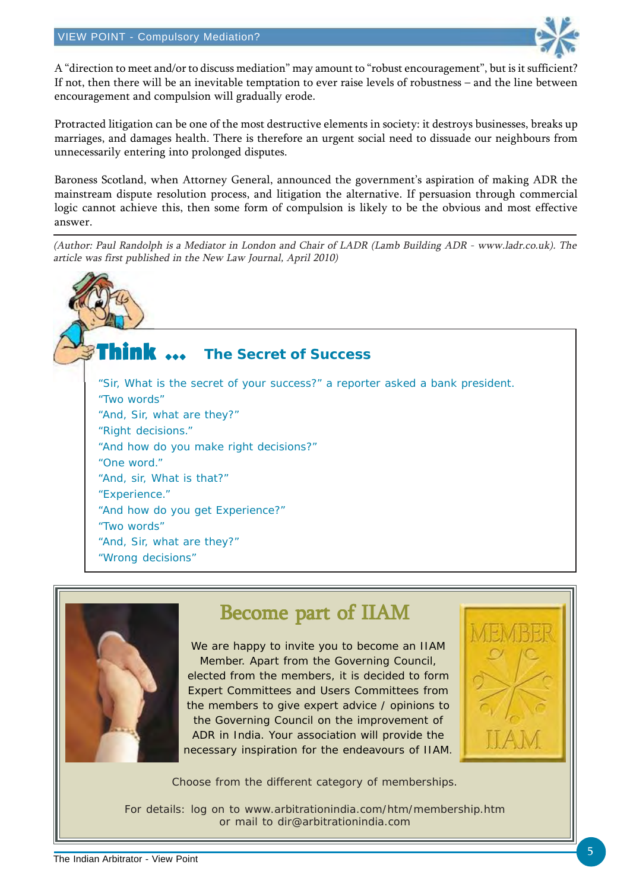A "direction to meet and/or to discuss mediation" may amount to "robust encouragement", but is it sufficient? If not, then there will be an inevitable temptation to ever raise levels of robustness – and the line between encouragement and compulsion will gradually erode.

Protracted litigation can be one of the most destructive elements in society: it destroys businesses, breaks up marriages, and damages health. There is therefore an urgent social need to dissuade our neighbours from unnecessarily entering into prolonged disputes.

Baroness Scotland, when Attorney General, announced the government's aspiration of making ADR the mainstream dispute resolution process, and litigation the alternative. If persuasion through commercial logic cannot achieve this, then some form of compulsion is likely to be the obvious and most effective answer.

---

*(Author: Paul Randolph is a Mediator in London and Chair of LADR (Lamb Building ADR - www.ladr.co.uk). The article was first published in the New Law Journal, April 2010)*

## Think ... The Secret of Success

"Sir, What is the secret of your success?" a reporter asked a bank president.
"Two words"
"And, Sir, what are they?"
"Right decisions."
"And how do you make right decisions?"
"One word."
"And, sir, What is that?"
"Experience."
"And how do you get Experience?"
"Two words"
"And, Sir, what are they?"
"Wrong decisions"

## Become part of IIAM

We are happy to invite you to become an IIAM Member. Apart from the Governing Council, elected from the members, it is decided to form Expert Committees and Users Committees from the members to give expert advice / opinions to the Governing Council on the improvement of ADR in India. Your association will provide the necessary inspiration for the endeavours of IIAM.

MEMBER IIAM

Choose from the different category of memberships.

For details: log on to www.arbitrationindia.com/htm/membership.htm or mail to dir@arbitrationindia.com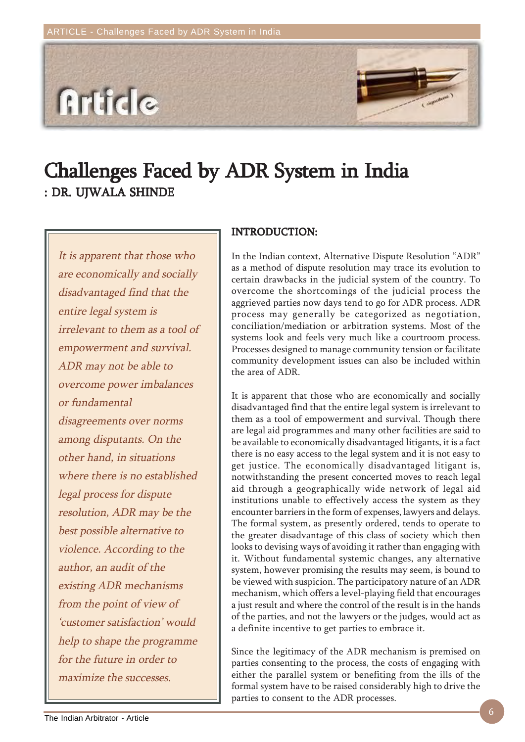# Challenges Faced by ADR System in India

: DR. UJWALA SHINDE

> *It is apparent that those who are economically and socially disadvantaged find that the entire legal system is irrelevant to them as a tool of empowerment and survival. ADR may not be able to overcome power imbalances or fundamental disagreements over norms among disputants. On the other hand, in situations where there is no established legal process for dispute resolution, ADR may be the best possible alternative to violence. According to the author, an audit of the existing ADR mechanisms from the point of view of 'customer satisfaction' would help to shape the programme for the future in order to maximize the successes.*

## INTRODUCTION:

In the Indian context, Alternative Dispute Resolution "ADR" as a method of dispute resolution may trace its evolution to certain drawbacks in the judicial system of the country. To overcome the shortcomings of the judicial process the aggrieved parties now days tend to go for ADR process. ADR process may generally be categorized as negotiation, conciliation/mediation or arbitration systems. Most of the systems look and feels very much like a courtroom process. Processes designed to manage community tension or facilitate community development issues can also be included within the area of ADR.

It is apparent that those who are economically and socially disadvantaged find that the entire legal system is irrelevant to them as a tool of empowerment and survival. Though there are legal aid programmes and many other facilities are said to be available to economically disadvantaged litigants, it is a fact there is no easy access to the legal system and it is not easy to get justice. The economically disadvantaged litigant is, notwithstanding the present concerted moves to reach legal aid through a geographically wide network of legal aid institutions unable to effectively access the system as they encounter barriers in the form of expenses, lawyers and delays. The formal system, as presently ordered, tends to operate to the greater disadvantage of this class of society which then looks to devising ways of avoiding it rather than engaging with it. Without fundamental systemic changes, any alternative system, however promising the results may seem, is bound to be viewed with suspicion. The participatory nature of an ADR mechanism, which offers a level-playing field that encourages a just result and where the control of the result is in the hands of the parties, and not the lawyers or the judges, would act as a definite incentive to get parties to embrace it.

Since the legitimacy of the ADR mechanism is premised on parties consenting to the process, the costs of engaging with either the parallel system or benefiting from the ills of the formal system have to be raised considerably high to drive the parties to consent to the ADR processes.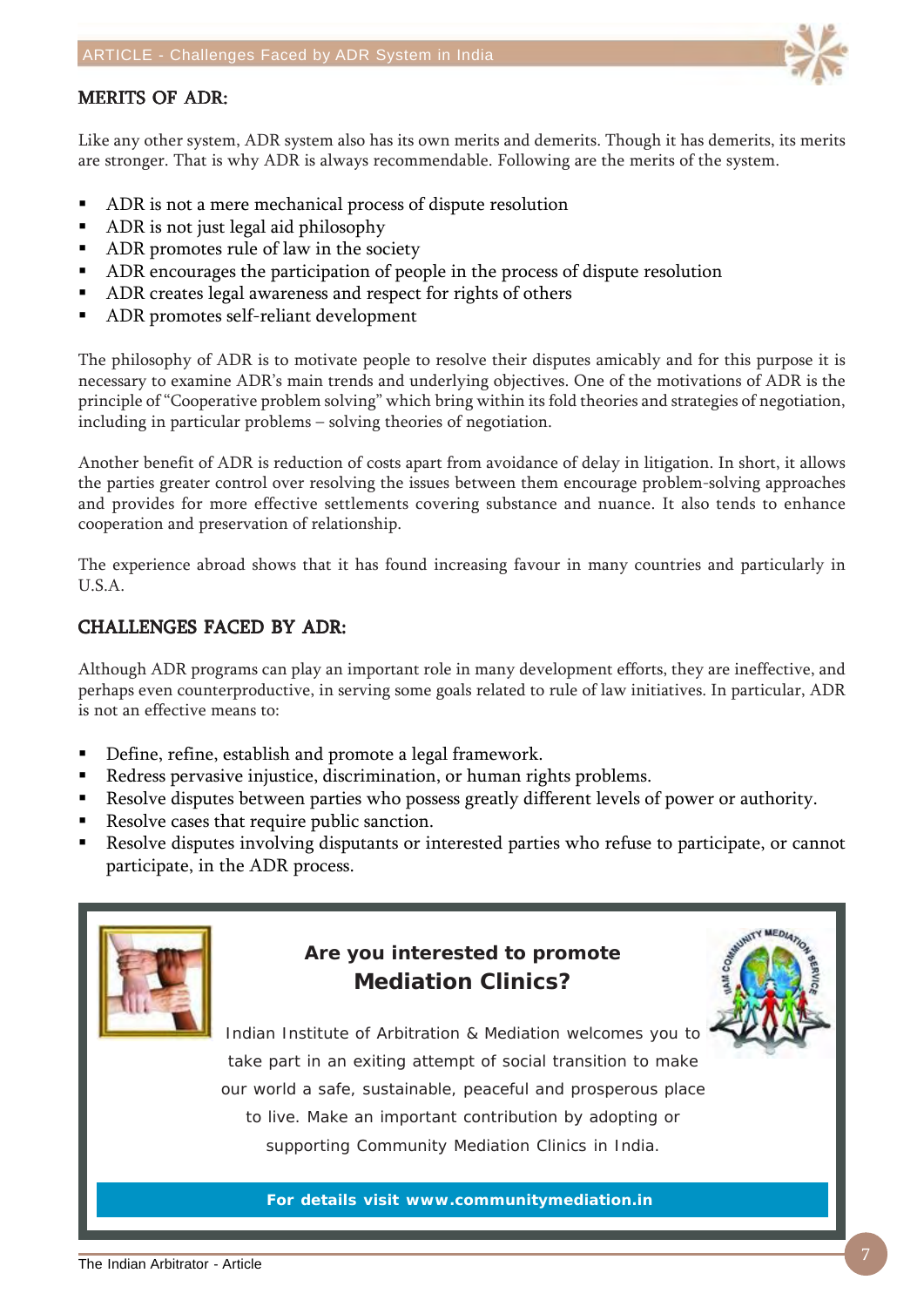## MERITS OF ADR:

Like any other system, ADR system also has its own merits and demerits. Though it has demerits, its merits are stronger. That is why ADR is always recommendable. Following are the merits of the system.

- ADR is not a mere mechanical process of dispute resolution
- ADR is not just legal aid philosophy
- ADR promotes rule of law in the society
- ADR encourages the participation of people in the process of dispute resolution
- ADR creates legal awareness and respect for rights of others
- ADR promotes self-reliant development

The philosophy of ADR is to motivate people to resolve their disputes amicably and for this purpose it is necessary to examine ADR's main trends and underlying objectives. One of the motivations of ADR is the principle of "Cooperative problem solving" which bring within its fold theories and strategies of negotiation, including in particular problems – solving theories of negotiation.

Another benefit of ADR is reduction of costs apart from avoidance of delay in litigation. In short, it allows the parties greater control over resolving the issues between them encourage problem-solving approaches and provides for more effective settlements covering substance and nuance. It also tends to enhance cooperation and preservation of relationship.

The experience abroad shows that it has found increasing favour in many countries and particularly in U.S.A.

## CHALLENGES FACED BY ADR:

Although ADR programs can play an important role in many development efforts, they are ineffective, and perhaps even counterproductive, in serving some goals related to rule of law initiatives. In particular, ADR is not an effective means to:

- Define, refine, establish and promote a legal framework.
- Redress pervasive injustice, discrimination, or human rights problems.
- Resolve disputes between parties who possess greatly different levels of power or authority.
- Resolve cases that require public sanction.
- Resolve disputes involving disputants or interested parties who refuse to participate, or cannot participate, in the ADR process.

**Are you interested to promote**
**Mediation Clinics?**

Indian Institute of Arbitration & Mediation welcomes you to take part in an exiting attempt of social transition to make our world a safe, sustainable, peaceful and prosperous place to live. Make an important contribution by adopting or supporting Community Mediation Clinics in India.

**For details visit www.communitymediation.in**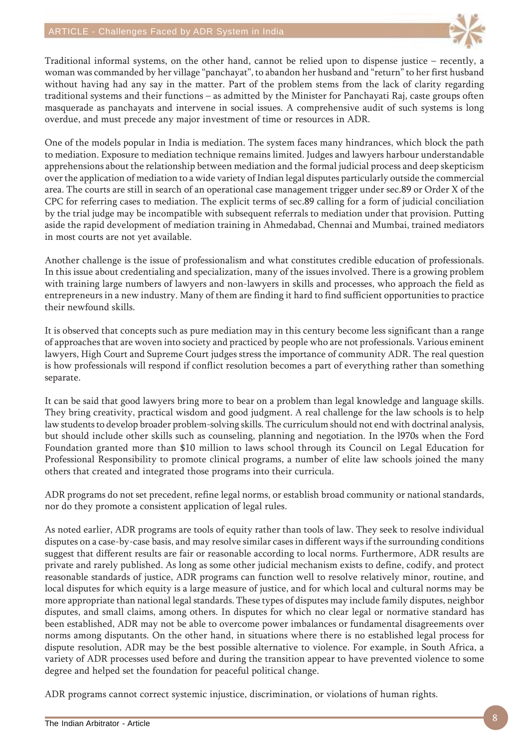Traditional informal systems, on the other hand, cannot be relied upon to dispense justice – recently, a woman was commanded by her village "panchayat", to abandon her husband and "return" to her first husband without having had any say in the matter. Part of the problem stems from the lack of clarity regarding traditional systems and their functions – as admitted by the Minister for Panchayati Raj, caste groups often masquerade as panchayats and intervene in social issues. A comprehensive audit of such systems is long overdue, and must precede any major investment of time or resources in ADR.

One of the models popular in India is mediation. The system faces many hindrances, which block the path to mediation. Exposure to mediation technique remains limited. Judges and lawyers harbour understandable apprehensions about the relationship between mediation and the formal judicial process and deep skepticism over the application of mediation to a wide variety of Indian legal disputes particularly outside the commercial area. The courts are still in search of an operational case management trigger under sec.89 or Order X of the CPC for referring cases to mediation. The explicit terms of sec.89 calling for a form of judicial conciliation by the trial judge may be incompatible with subsequent referrals to mediation under that provision. Putting aside the rapid development of mediation training in Ahmedabad, Chennai and Mumbai, trained mediators in most courts are not yet available.

Another challenge is the issue of professionalism and what constitutes credible education of professionals. In this issue about credentialing and specialization, many of the issues involved. There is a growing problem with training large numbers of lawyers and non-lawyers in skills and processes, who approach the field as entrepreneurs in a new industry. Many of them are finding it hard to find sufficient opportunities to practice their newfound skills.

It is observed that concepts such as pure mediation may in this century become less significant than a range of approaches that are woven into society and practiced by people who are not professionals. Various eminent lawyers, High Court and Supreme Court judges stress the importance of community ADR. The real question is how professionals will respond if conflict resolution becomes a part of everything rather than something separate.

It can be said that good lawyers bring more to bear on a problem than legal knowledge and language skills. They bring creativity, practical wisdom and good judgment. A real challenge for the law schools is to help law students to develop broader problem-solving skills. The curriculum should not end with doctrinal analysis, but should include other skills such as counseling, planning and negotiation. In the 1970s when the Ford Foundation granted more than $10 million to laws school through its Council on Legal Education for Professional Responsibility to promote clinical programs, a number of elite law schools joined the many others that created and integrated those programs into their curricula.

ADR programs do not set precedent, refine legal norms, or establish broad community or national standards, nor do they promote a consistent application of legal rules.

As noted earlier, ADR programs are tools of equity rather than tools of law. They seek to resolve individual disputes on a case-by-case basis, and may resolve similar cases in different ways if the surrounding conditions suggest that different results are fair or reasonable according to local norms. Furthermore, ADR results are private and rarely published. As long as some other judicial mechanism exists to define, codify, and protect reasonable standards of justice, ADR programs can function well to resolve relatively minor, routine, and local disputes for which equity is a large measure of justice, and for which local and cultural norms may be more appropriate than national legal standards. These types of disputes may include family disputes, neighbor disputes, and small claims, among others. In disputes for which no clear legal or normative standard has been established, ADR may not be able to overcome power imbalances or fundamental disagreements over norms among disputants. On the other hand, in situations where there is no established legal process for dispute resolution, ADR may be the best possible alternative to violence. For example, in South Africa, a variety of ADR processes used before and during the transition appear to have prevented violence to some degree and helped set the foundation for peaceful political change.

ADR programs cannot correct systemic injustice, discrimination, or violations of human rights.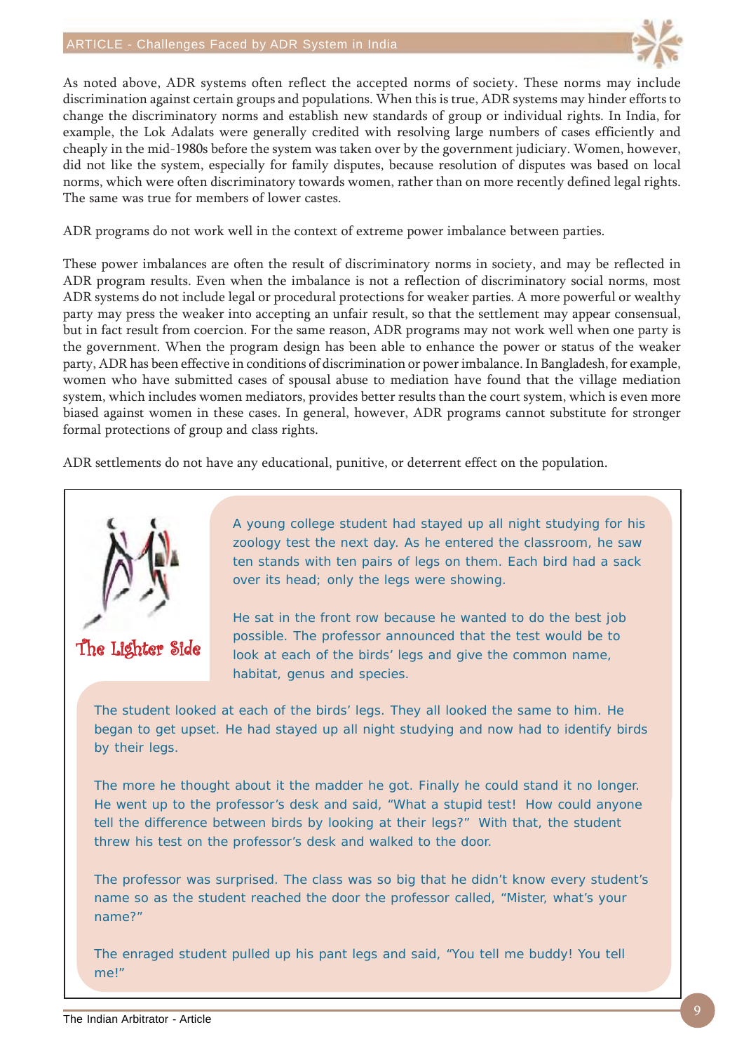As noted above, ADR systems often reflect the accepted norms of society. These norms may include discrimination against certain groups and populations. When this is true, ADR systems may hinder efforts to change the discriminatory norms and establish new standards of group or individual rights. In India, for example, the Lok Adalats were generally credited with resolving large numbers of cases efficiently and cheaply in the mid-1980s before the system was taken over by the government judiciary. Women, however, did not like the system, especially for family disputes, because resolution of disputes was based on local norms, which were often discriminatory towards women, rather than on more recently defined legal rights. The same was true for members of lower castes.

ADR programs do not work well in the context of extreme power imbalance between parties.

These power imbalances are often the result of discriminatory norms in society, and may be reflected in ADR program results. Even when the imbalance is not a reflection of discriminatory social norms, most ADR systems do not include legal or procedural protections for weaker parties. A more powerful or wealthy party may press the weaker into accepting an unfair result, so that the settlement may appear consensual, but in fact result from coercion. For the same reason, ADR programs may not work well when one party is the government. When the program design has been able to enhance the power or status of the weaker party, ADR has been effective in conditions of discrimination or power imbalance. In Bangladesh, for example, women who have submitted cases of spousal abuse to mediation have found that the village mediation system, which includes women mediators, provides better results than the court system, which is even more biased against women in these cases. In general, however, ADR programs cannot substitute for stronger formal protections of group and class rights.

ADR settlements do not have any educational, punitive, or deterrent effect on the population.

**The Lighter Side**

A young college student had stayed up all night studying for his zoology test the next day. As he entered the classroom, he saw ten stands with ten pairs of legs on them. Each bird had a sack over its head; only the legs were showing.

He sat in the front row because he wanted to do the best job possible. The professor announced that the test would be to look at each of the birds' legs and give the common name, habitat, genus and species.

The student looked at each of the birds' legs. They all looked the same to him. He began to get upset. He had stayed up all night studying and now had to identify birds by their legs.

The more he thought about it the madder he got. Finally he could stand it no longer. He went up to the professor's desk and said, "What a stupid test! How could anyone tell the difference between birds by looking at their legs?" With that, the student threw his test on the professor's desk and walked to the door.

The professor was surprised. The class was so big that he didn't know every student's name so as the student reached the door the professor called, "Mister, what's your name?"

The enraged student pulled up his pant legs and said, "You tell me buddy! You tell me!"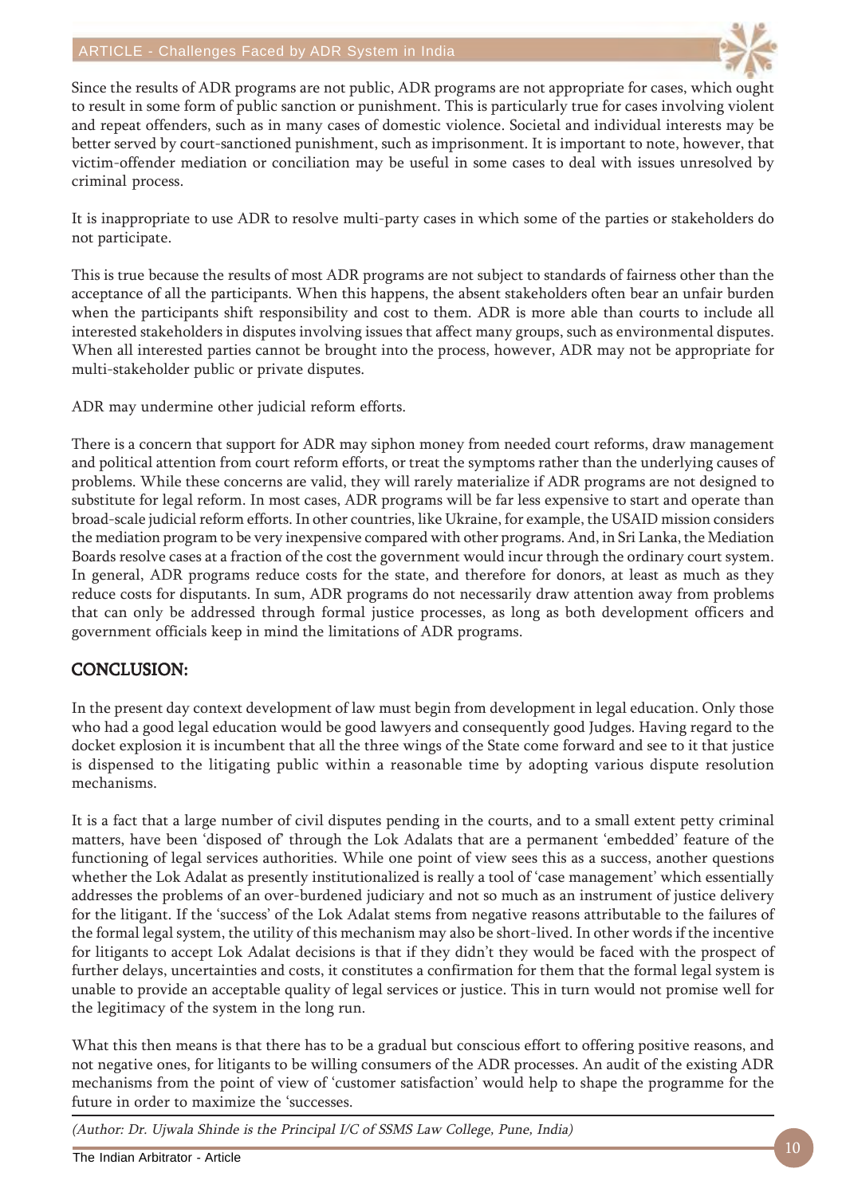Since the results of ADR programs are not public, ADR programs are not appropriate for cases, which ought to result in some form of public sanction or punishment. This is particularly true for cases involving violent and repeat offenders, such as in many cases of domestic violence. Societal and individual interests may be better served by court-sanctioned punishment, such as imprisonment. It is important to note, however, that victim-offender mediation or conciliation may be useful in some cases to deal with issues unresolved by criminal process.

It is inappropriate to use ADR to resolve multi-party cases in which some of the parties or stakeholders do not participate.

This is true because the results of most ADR programs are not subject to standards of fairness other than the acceptance of all the participants. When this happens, the absent stakeholders often bear an unfair burden when the participants shift responsibility and cost to them. ADR is more able than courts to include all interested stakeholders in disputes involving issues that affect many groups, such as environmental disputes. When all interested parties cannot be brought into the process, however, ADR may not be appropriate for multi-stakeholder public or private disputes.

ADR may undermine other judicial reform efforts.

There is a concern that support for ADR may siphon money from needed court reforms, draw management and political attention from court reform efforts, or treat the symptoms rather than the underlying causes of problems. While these concerns are valid, they will rarely materialize if ADR programs are not designed to substitute for legal reform. In most cases, ADR programs will be far less expensive to start and operate than broad-scale judicial reform efforts. In other countries, like Ukraine, for example, the USAID mission considers the mediation program to be very inexpensive compared with other programs. And, in Sri Lanka, the Mediation Boards resolve cases at a fraction of the cost the government would incur through the ordinary court system. In general, ADR programs reduce costs for the state, and therefore for donors, at least as much as they reduce costs for disputants. In sum, ADR programs do not necessarily draw attention away from problems that can only be addressed through formal justice processes, as long as both development officers and government officials keep in mind the limitations of ADR programs.

## CONCLUSION:

In the present day context development of law must begin from development in legal education. Only those who had a good legal education would be good lawyers and consequently good Judges. Having regard to the docket explosion it is incumbent that all the three wings of the State come forward and see to it that justice is dispensed to the litigating public within a reasonable time by adopting various dispute resolution mechanisms.

It is a fact that a large number of civil disputes pending in the courts, and to a small extent petty criminal matters, have been 'disposed of' through the Lok Adalats that are a permanent 'embedded' feature of the functioning of legal services authorities. While one point of view sees this as a success, another questions whether the Lok Adalat as presently institutionalized is really a tool of 'case management' which essentially addresses the problems of an over-burdened judiciary and not so much as an instrument of justice delivery for the litigant. If the 'success' of the Lok Adalat stems from negative reasons attributable to the failures of the formal legal system, the utility of this mechanism may also be short-lived. In other words if the incentive for litigants to accept Lok Adalat decisions is that if they didn't they would be faced with the prospect of further delays, uncertainties and costs, it constitutes a confirmation for them that the formal legal system is unable to provide an acceptable quality of legal services or justice. This in turn would not promise well for the legitimacy of the system in the long run.

What this then means is that there has to be a gradual but conscious effort to offering positive reasons, and not negative ones, for litigants to be willing consumers of the ADR processes. An audit of the existing ADR mechanisms from the point of view of 'customer satisfaction' would help to shape the programme for the future in order to maximize the 'successes.

*(Author: Dr. Ujwala Shinde is the Principal I/C of SSMS Law College, Pune, India)*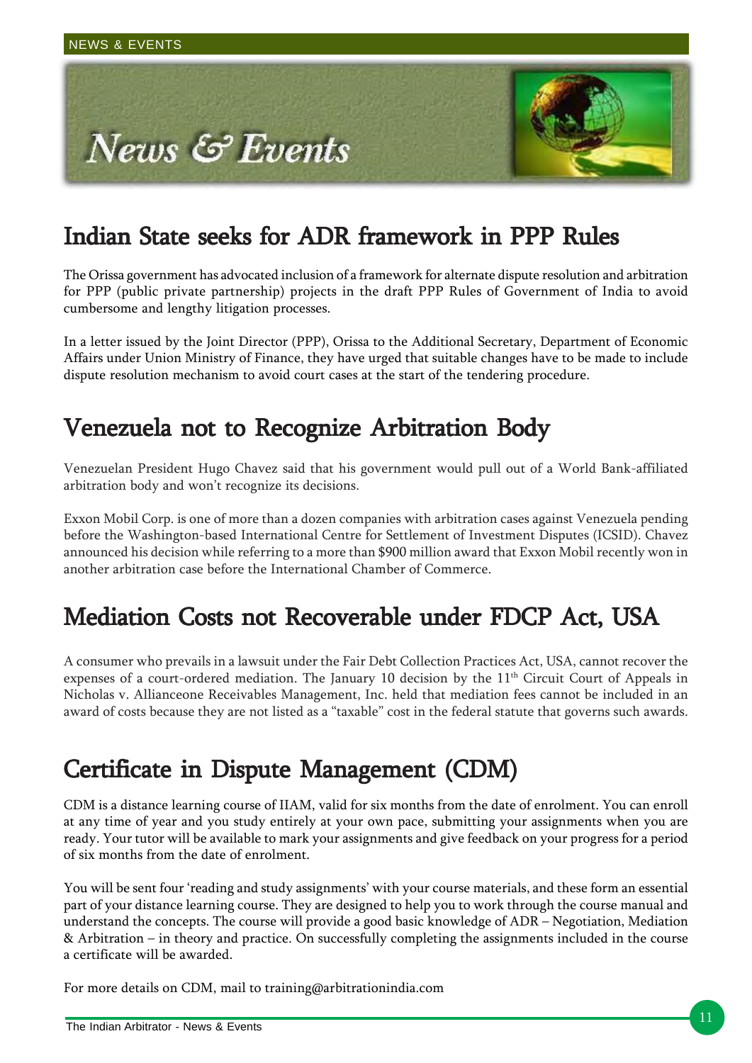# News & Events

## Indian State seeks for ADR framework in PPP Rules

The Orissa government has advocated inclusion of a framework for alternate dispute resolution and arbitration for PPP (public private partnership) projects in the draft PPP Rules of Government of India to avoid cumbersome and lengthy litigation processes.

In a letter issued by the Joint Director (PPP), Orissa to the Additional Secretary, Department of Economic Affairs under Union Ministry of Finance, they have urged that suitable changes have to be made to include dispute resolution mechanism to avoid court cases at the start of the tendering procedure.

## Venezuela not to Recognize Arbitration Body

Venezuelan President Hugo Chavez said that his government would pull out of a World Bank-affiliated arbitration body and won't recognize its decisions.

Exxon Mobil Corp. is one of more than a dozen companies with arbitration cases against Venezuela pending before the Washington-based International Centre for Settlement of Investment Disputes (ICSID). Chavez announced his decision while referring to a more than $900 million award that Exxon Mobil recently won in another arbitration case before the International Chamber of Commerce.

## Mediation Costs not Recoverable under FDCP Act, USA

A consumer who prevails in a lawsuit under the Fair Debt Collection Practices Act, USA, cannot recover the expenses of a court-ordered mediation. The January 10 decision by the 11th Circuit Court of Appeals in Nicholas v. Allianceone Receivables Management, Inc. held that mediation fees cannot be included in an award of costs because they are not listed as a "taxable" cost in the federal statute that governs such awards.

## Certificate in Dispute Management (CDM)

CDM is a distance learning course of IIAM, valid for six months from the date of enrolment. You can enroll at any time of year and you study entirely at your own pace, submitting your assignments when you are ready. Your tutor will be available to mark your assignments and give feedback on your progress for a period of six months from the date of enrolment.

You will be sent four 'reading and study assignments' with your course materials, and these form an essential part of your distance learning course. They are designed to help you to work through the course manual and understand the concepts. The course will provide a good basic knowledge of ADR – Negotiation, Mediation & Arbitration – in theory and practice. On successfully completing the assignments included in the course a certificate will be awarded.

For more details on CDM, mail to training@arbitrationindia.com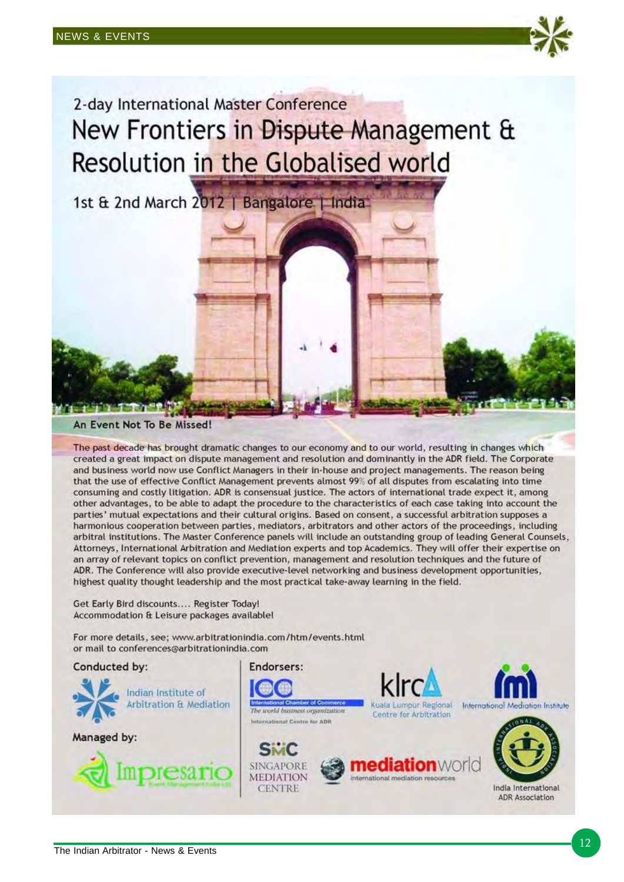2-day International Master Conference

# New Frontiers in Dispute Management & Resolution in the Globalised world

1st & 2nd March 2012 | Bangalore | India

## An Event Not To Be Missed!

The past decade has brought dramatic changes to our economy and to our world, resulting in changes which created a great impact on dispute management and resolution and dominantly in the ADR field. The Corporate and business world now use Conflict Managers in their in-house and project managements. The reason being that the use of effective Conflict Management prevents almost 99% of all disputes from escalating into time consuming and costly litigation. ADR is consensual justice. The actors of international trade expect it, among other advantages, to be able to adapt the procedure to the characteristics of each case taking into account the parties' mutual expectations and their cultural origins. Based on consent, a successful arbitration supposes a harmonious cooperation between parties, mediators, arbitrators and other actors of the proceedings, including arbitral institutions. The Master Conference panels will include an outstanding group of leading General Counsels, Attorneys, International Arbitration and Mediation experts and top Academics. They will offer their expertise on an array of relevant topics on conflict prevention, management and resolution techniques and the future of ADR. The Conference will also provide executive-level networking and business development opportunities, highest quality thought leadership and the most practical take-away learning in the field.

Get Early Bird discounts.... Register Today!
Accommodation & Leisure packages available!

For more details, see; www.arbitrationindia.com/htm/events.html
or mail to conferences@arbitrationindia.com

**Conducted by:**

Indian Institute of Arbitration & Mediation

**Managed by:**

Impresario Event Management India Ltd

**Endorsers:**

ICC International Chamber of Commerce – The world business organization – International Centre for ADR

klrcA Kuala Lumpur Regional Centre for Arbitration

International Mediation Institute

SMC Singapore Mediation Centre

mediationworld – international mediation resources

India International ADR Association